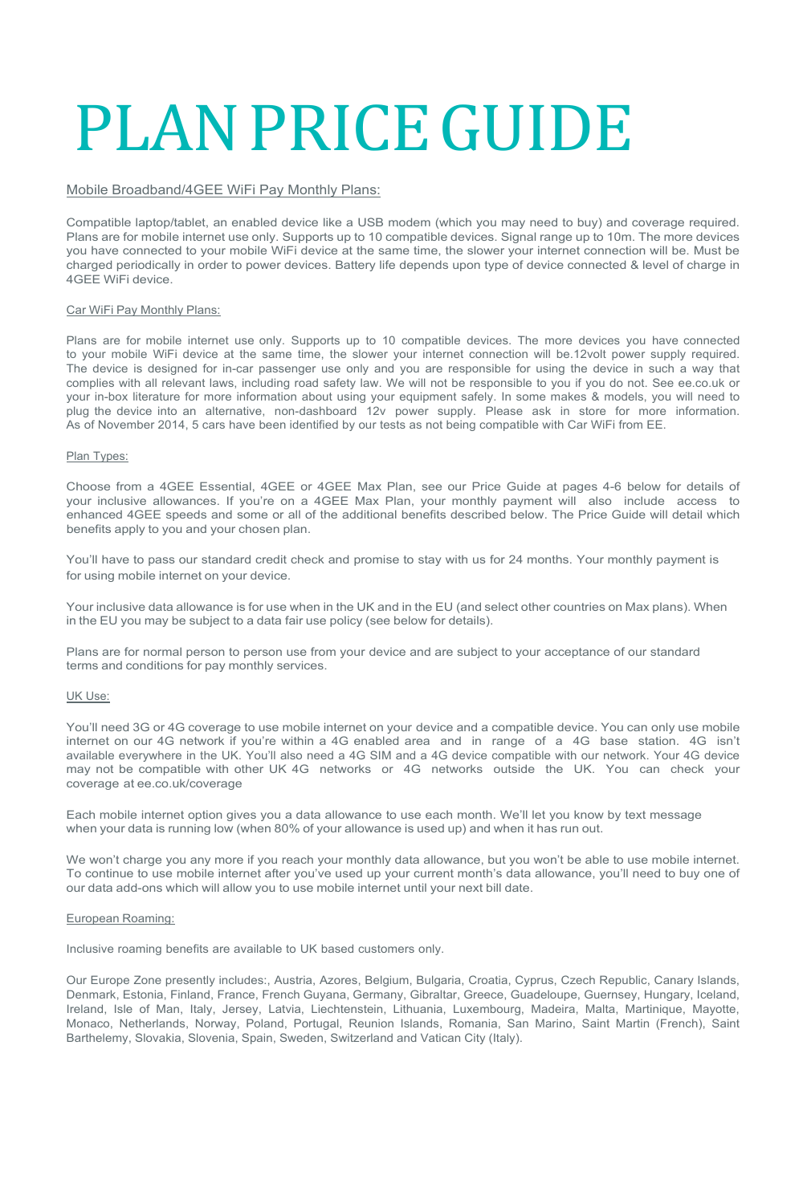# PLAN PRICE GUIDE

## Mobile Broadband/4GEE WiFi Pay Monthly Plans:

Compatible laptop/tablet, an enabled device like a USB modem (which you may need to buy) and coverage required. Plans are for mobile internet use only. Supports up to 10 compatible devices. Signal range up to 10m. The more devices you have connected to your mobile WiFi device at the same time, the slower your internet connection will be. Must be charged periodically in order to power devices. Battery life depends upon type of device connected & level of charge in 4GEE WiFi device.

### Car WiFi Pay Monthly Plans:

Plans are for mobile internet use only. Supports up to 10 compatible devices. The more devices you have connected to your mobile WiFi device at the same time, the slower your internet connection will be.12volt power supply required. The device is designed for in-car passenger use only and you are responsible for using the device in such a way that complies with all relevant laws, including road safety law. We will not be responsible to you if you do not. See ee.co.uk or your in-box literature for more information about using your equipment safely. In some makes & models, you will need to plug the device into an alternative, non-dashboard 12v power supply. Please ask in store for more information. As of November 2014, 5 cars have been identified by our tests as not being compatible with Car WiFi from EE.

### Plan Types:

Choose from a 4GEE Essential, 4GEE or 4GEE Max Plan, see our Price Guide at pages 4-6 below for details of your inclusive allowances. If you're on a 4GEE Max Plan, your monthly payment will also include access to enhanced 4GEE speeds and some or all of the additional benefits described below. The Price Guide will detail which benefits apply to you and your chosen plan.

You'll have to pass our standard credit check and promise to stay with us for 24 months. Your monthly payment is for using mobile internet on your device.

Your inclusive data allowance is for use when in the UK and in the EU (and select other countries on Max plans). When in the EU you may be subject to a data fair use policy (see below for details).

Plans are for normal person to person use from your device and are subject to your acceptance of our standard terms and conditions for pay monthly services.

### UK Use:

You'll need 3G or 4G coverage to use mobile internet on your device and a compatible device. You can only use mobile internet on our 4G network if you're within a 4G enabled area and in range of a 4G base station. 4G isn't available everywhere in the UK. You'll also need a 4G SIM and a 4G device compatible with our network. Your 4G device may not be compatible with other UK 4G networks or 4G networks outside the UK. You can check your coverage at ee.co.uk/coverage

Each mobile internet option gives you a data allowance to use each month. We'll let you know by text message when your data is running low (when 80% of your allowance is used up) and when it has run out.

We won't charge you any more if you reach your monthly data allowance, but you won't be able to use mobile internet. To continue to use mobile internet after you've used up your current month's data allowance, you'll need to buy one of our data add-ons which will allow you to use mobile internet until your next bill date.

### European Roaming:

Inclusive roaming benefits are available to UK based customers only.

Our Europe Zone presently includes:, Austria, Azores, Belgium, Bulgaria, Croatia, Cyprus, Czech Republic, Canary Islands, Denmark, Estonia, Finland, France, French Guyana, Germany, Gibraltar, Greece, Guadeloupe, Guernsey, Hungary, Iceland, Ireland, Isle of Man, Italy, Jersey, Latvia, Liechtenstein, Lithuania, Luxembourg, Madeira, Malta, Martinique, Mayotte, Monaco, Netherlands, Norway, Poland, Portugal, Reunion Islands, Romania, San Marino, Saint Martin (French), Saint Barthelemy, Slovakia, Slovenia, Spain, Sweden, Switzerland and Vatican City (Italy).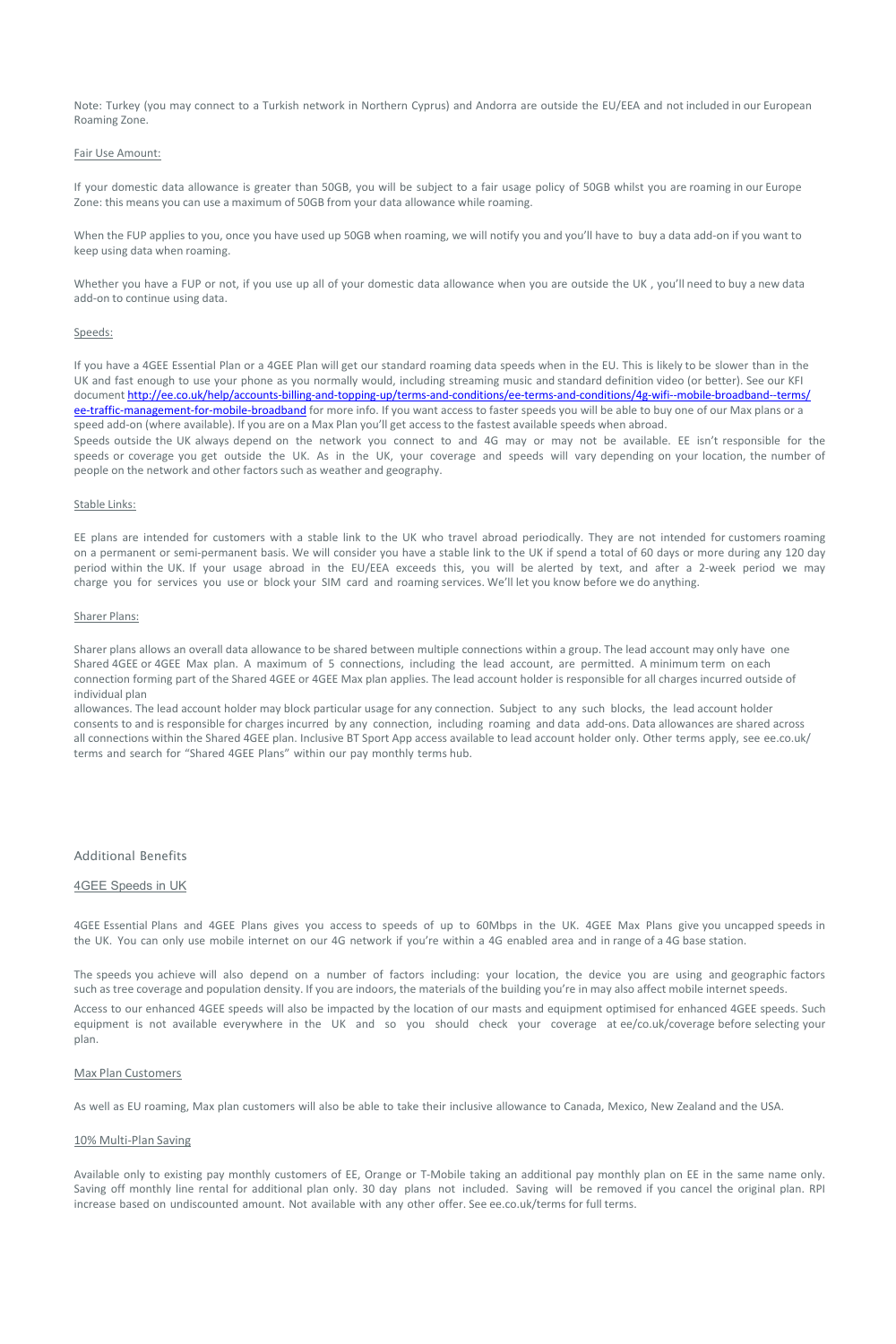Note: Turkey (you may connect to a Turkish network in Northern Cyprus) and Andorra are outside the EU/EEA and not included in our European Roaming Zone.

Fair Use Amount:

If your domestic data allowance is greater than 50GB, you will be subject to a fair usage policy of 50GB whilst you are roaming in our Europe Zone: this means you can use a maximum of 50GB from your data allowance while roaming.

When the FUP applies to you, once you have used up 50GB when roaming, we will notify you and you'll have to buy a data add-on if you want to keep using data when roaming.

Whether you have a FUP or not, if you use up all of your domestic data allowance when you are outside the UK , you'll need to buy a new data add-on to continue using data.

Speeds:

If you have a 4GEE Essential Plan or a 4GEE Plan will get our standard roaming data speeds when in the EU. This is likely to be slower than in the UK and fast enough to use your phone as you normally would, including streaming music and standard definition video (or better). See our KFI document [http://ee.co.uk/help/accounts-billing-and-topping-up/terms-and-conditions/ee-terms-and-conditions/4g-wifi--mobile-broadband--terms/ee-traffic-management-for-mobile-broadband](http://ee.co.uk/help/accounts-billing-and-topping-up/terms-and-conditions/ee-terms-and-conditions/4g-wifi--mobile-broadband--terms/ee-traffic-management-for-mobile-broadband) for more info. If you want access to faster speeds you will be able to buy one of our Max plans or a speed add-on (where available). If you are on a Max Plan you'll get access to the fastest available speeds when abroad.
Speeds outside the UK always depend on the network you connect to and 4G may or may not be available. EE isn't responsible for the speeds or coverage you get outside the UK. As in the UK, your coverage and speeds will vary depending on your location, the number of people on the network and other factors such as weather and geography.

Stable Links:

EE plans are intended for customers with a stable link to the UK who travel abroad periodically. They are not intended for customers roaming on a permanent or semi-permanent basis. We will consider you have a stable link to the UK if spend a total of 60 days or more during any 120 day period within the UK. If your usage abroad in the EU/EEA exceeds this, you will be alerted by text, and after a 2-week period we may charge you for services you use or block your SIM card and roaming services. We'll let you know before we do anything.

Sharer Plans:

Sharer plans allows an overall data allowance to be shared between multiple connections within a group. The lead account may only have one Shared 4GEE or 4GEE Max plan. A maximum of 5 connections, including the lead account, are permitted. A minimum term on each connection forming part of the Shared 4GEE or 4GEE Max plan applies. The lead account holder is responsible for all charges incurred outside of individual plan
allowances. The lead account holder may block particular usage for any connection. Subject to any such blocks, the lead account holder consents to and is responsible for charges incurred by any connection, including roaming and data add-ons. Data allowances are shared across all connections within the Shared 4GEE plan. Inclusive BT Sport App access available to lead account holder only. Other terms apply, see ee.co.uk/terms and search for "Shared 4GEE Plans" within our pay monthly terms hub.

## Additional Benefits

### 4GEE Speeds in UK

4GEE Essential Plans and 4GEE Plans gives you access to speeds of up to 60Mbps in the UK. 4GEE Max Plans give you uncapped speeds in the UK. You can only use mobile internet on our 4G network if you're within a 4G enabled area and in range of a 4G base station.

The speeds you achieve will also depend on a number of factors including: your location, the device you are using and geographic factors such as tree coverage and population density. If you are indoors, the materials of the building you're in may also affect mobile internet speeds.

Access to our enhanced 4GEE speeds will also be impacted by the location of our masts and equipment optimised for enhanced 4GEE speeds. Such equipment is not available everywhere in the UK and so you should check your coverage at ee/co.uk/coverage before selecting your plan.

Max Plan Customers

As well as EU roaming, Max plan customers will also be able to take their inclusive allowance to Canada, Mexico, New Zealand and the USA.

10% Multi-Plan Saving

Available only to existing pay monthly customers of EE, Orange or T-Mobile taking an additional pay monthly plan on EE in the same name only. Saving off monthly line rental for additional plan only. 30 day plans not included. Saving will be removed if you cancel the original plan. RPI increase based on undiscounted amount. Not available with any other offer. See ee.co.uk/terms for full terms.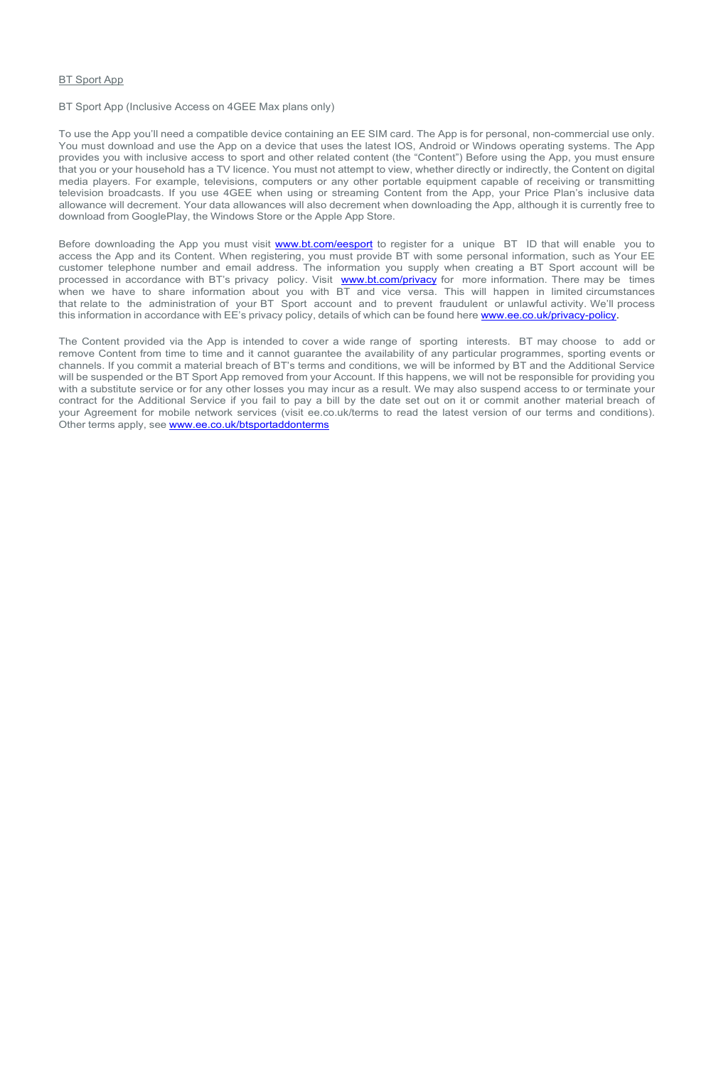BT Sport App

BT Sport App (Inclusive Access on 4GEE Max plans only)

To use the App you'll need a compatible device containing an EE SIM card. The App is for personal, non-commercial use only. You must download and use the App on a device that uses the latest IOS, Android or Windows operating systems. The App provides you with inclusive access to sport and other related content (the "Content") Before using the App, you must ensure that you or your household has a TV licence. You must not attempt to view, whether directly or indirectly, the Content on digital media players. For example, televisions, computers or any other portable equipment capable of receiving or transmitting television broadcasts. If you use 4GEE when using or streaming Content from the App, your Price Plan's inclusive data allowance will decrement. Your data allowances will also decrement when downloading the App, although it is currently free to download from GooglePlay, the Windows Store or the Apple App Store.

Before downloading the App you must visit [www.bt.com/eesport](www.bt.com/eesport) to register for a unique BT ID that will enable you to access the App and its Content. When registering, you must provide BT with some personal information, such as Your EE customer telephone number and email address. The information you supply when creating a BT Sport account will be processed in accordance with BT's privacy policy. Visit [www.bt.com/privacy](www.bt.com/privacy) for more information. There may be times when we have to share information about you with BT and vice versa. This will happen in limited circumstances that relate to the administration of your BT Sport account and to prevent fraudulent or unlawful activity. We'll process this information in accordance with EE's privacy policy, details of which can be found here [www.ee.co.uk/privacy-policy](www.ee.co.uk/privacy-policy).

The Content provided via the App is intended to cover a wide range of sporting interests. BT may choose to add or remove Content from time to time and it cannot guarantee the availability of any particular programmes, sporting events or channels. If you commit a material breach of BT's terms and conditions, we will be informed by BT and the Additional Service will be suspended or the BT Sport App removed from your Account. If this happens, we will not be responsible for providing you with a substitute service or for any other losses you may incur as a result. We may also suspend access to or terminate your contract for the Additional Service if you fail to pay a bill by the date set out on it or commit another material breach of your Agreement for mobile network services (visit ee.co.uk/terms to read the latest version of our terms and conditions). Other terms apply, see [www.ee.co.uk/btsportaddonterms](www.ee.co.uk/btsportaddonterms)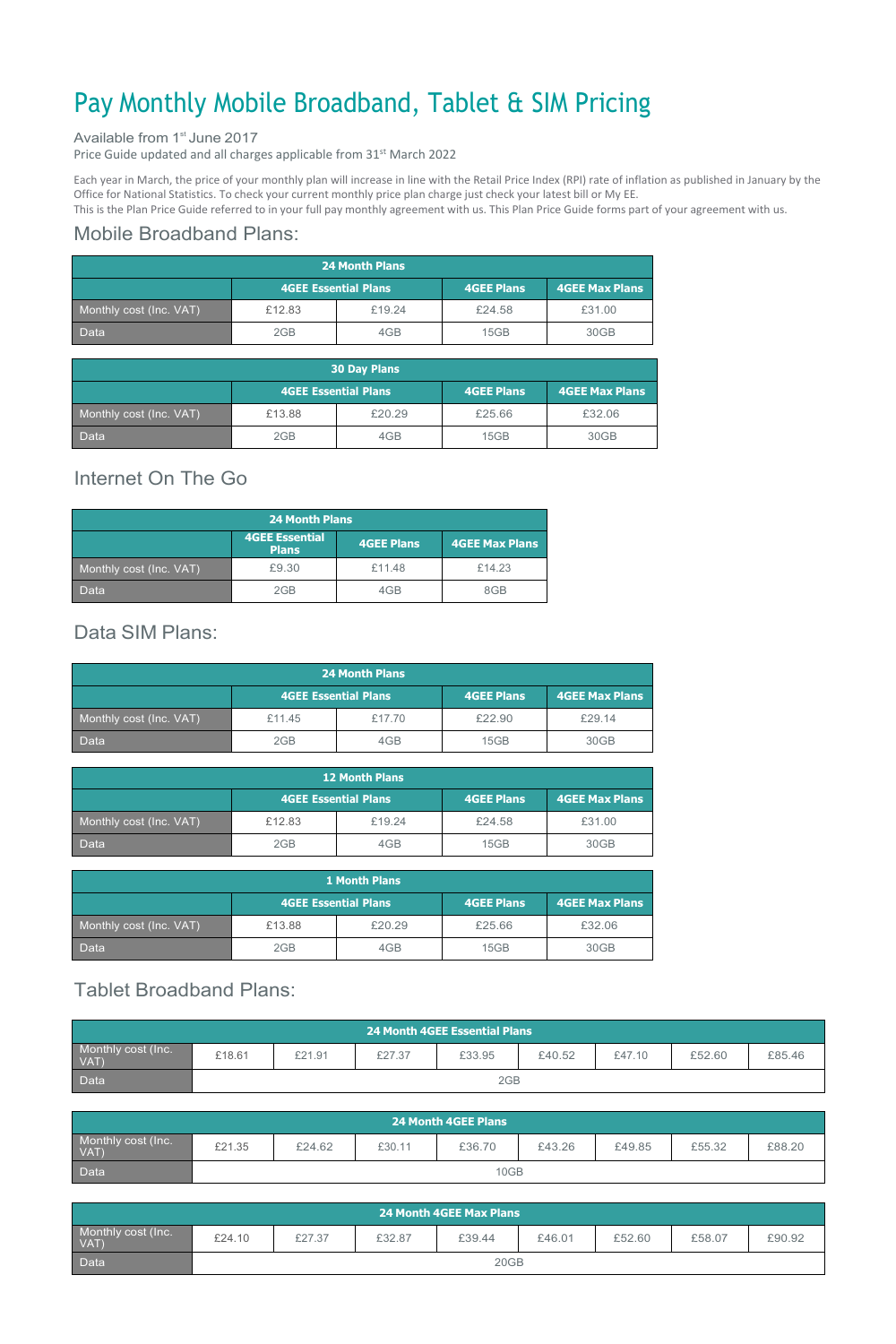# Pay Monthly Mobile Broadband, Tablet & SIM Pricing

Available from 1st June 2017

Price Guide updated and all charges applicable from 31st March 2022

Each year in March, the price of your monthly plan will increase in line with the Retail Price Index (RPI) rate of inflation as published in January by the Office for National Statistics. To check your current monthly price plan charge just check your latest bill or My EE.

This is the Plan Price Guide referred to in your full pay monthly agreement with us. This Plan Price Guide forms part of your agreement with us.

## Mobile Broadband Plans:

| 24 Month Plans | | | | |
|---|---|---|---|---|
| | 4GEE Essential Plans | | 4GEE Plans | 4GEE Max Plans |
| Monthly cost (Inc. VAT) | £12.83 | £19.24 | £24.58 | £31.00 |
| Data | 2GB | 4GB | 15GB | 30GB |

| 30 Day Plans | | | | |
|---|---|---|---|---|
| | 4GEE Essential Plans | | 4GEE Plans | 4GEE Max Plans |
| Monthly cost (Inc. VAT) | £13.88 | £20.29 | £25.66 | £32.06 |
| Data | 2GB | 4GB | 15GB | 30GB |

## Internet On The Go

| 24 Month Plans | | | |
|---|---|---|---|
| | 4GEE Essential Plans | 4GEE Plans | 4GEE Max Plans |
| Monthly cost (Inc. VAT) | £9.30 | £11.48 | £14.23 |
| Data | 2GB | 4GB | 8GB |

## Data SIM Plans:

| 24 Month Plans | | | | |
|---|---|---|---|---|
| | 4GEE Essential Plans | | 4GEE Plans | 4GEE Max Plans |
| Monthly cost (Inc. VAT) | £11.45 | £17.70 | £22.90 | £29.14 |
| Data | 2GB | 4GB | 15GB | 30GB |

| 12 Month Plans | | | | |
|---|---|---|---|---|
| | 4GEE Essential Plans | | 4GEE Plans | 4GEE Max Plans |
| Monthly cost (Inc. VAT) | £12.83 | £19.24 | £24.58 | £31.00 |
| Data | 2GB | 4GB | 15GB | 30GB |

| 1 Month Plans | | | | |
|---|---|---|---|---|
| | 4GEE Essential Plans | | 4GEE Plans | 4GEE Max Plans |
| Monthly cost (Inc. VAT) | £13.88 | £20.29 | £25.66 | £32.06 |
| Data | 2GB | 4GB | 15GB | 30GB |

## Tablet Broadband Plans:

| 24 Month 4GEE Essential Plans | | | | | | | | |
|---|---|---|---|---|---|---|---|---|
| Monthly cost (Inc. VAT) | £18.61 | £21.91 | £27.37 | £33.95 | £40.52 | £47.10 | £52.60 | £85.46 |
| Data | 2GB | | | | | | | |

| 24 Month 4GEE Plans | | | | | | | | |
|---|---|---|---|---|---|---|---|---|
| Monthly cost (Inc. VAT) | £21.35 | £24.62 | £30.11 | £36.70 | £43.26 | £49.85 | £55.32 | £88.20 |
| Data | 10GB | | | | | | | |

| 24 Month 4GEE Max Plans | | | | | | | | |
|---|---|---|---|---|---|---|---|---|
| Monthly cost (Inc. VAT) | £24.10 | £27.37 | £32.87 | £39.44 | £46.01 | £52.60 | £58.07 | £90.92 |
| Data | 20GB | | | | | | | |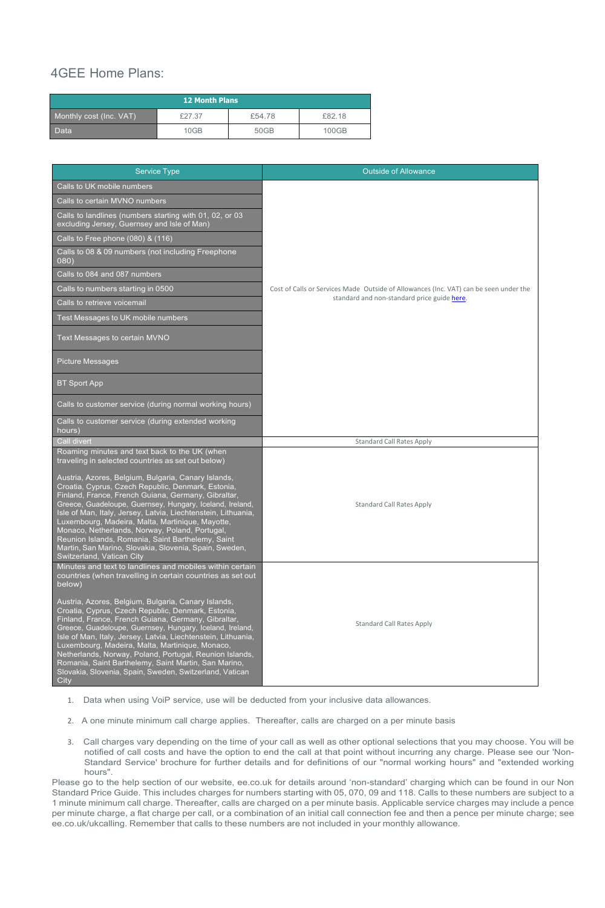# 4GEE Home Plans:

| 12 Month Plans | | | |
|---|---|---|---|
| Monthly cost (Inc. VAT) | £27.37 | £54.78 | £82.18 |
| Data | 10GB | 50GB | 100GB |

| Service Type | Outside of Allowance |
|---|---|
| Calls to UK mobile numbers | Cost of Calls or Services Made Outside of Allowances (Inc. VAT) can be seen under the standard and non-standard price guide here. |
| Calls to certain MVNO numbers | |
| Calls to landlines (numbers starting with 01, 02, or 03 excluding Jersey, Guernsey and Isle of Man) | |
| Calls to Free phone (080) & (116) | |
| Calls to 08 & 09 numbers (not including Freephone 080) | |
| Calls to 084 and 087 numbers | |
| Calls to numbers starting in 0500 | |
| Calls to retrieve voicemail | |
| Test Messages to UK mobile numbers | |
| Text Messages to certain MVNO | |
| Picture Messages | |
| BT Sport App | |
| Calls to customer service (during normal working hours) | |
| Calls to customer service (during extended working hours) | |
| Call divert | Standard Call Rates Apply |
| Roaming minutes and text back to the UK (when traveling in selected countries as set out below)<br><br>Austria, Azores, Belgium, Bulgaria, Canary Islands, Croatia, Cyprus, Czech Republic, Denmark, Estonia, Finland, France, French Guiana, Germany, Gibraltar, Greece, Guadeloupe, Guernsey, Hungary, Iceland, Ireland, Isle of Man, Italy, Jersey, Latvia, Liechtenstein, Lithuania, Luxembourg, Madeira, Malta, Martinique, Mayotte, Monaco, Netherlands, Norway, Poland, Portugal, Reunion Islands, Romania, Saint Barthelemy, Saint Martin, San Marino, Slovakia, Slovenia, Spain, Sweden, Switzerland, Vatican City | Standard Call Rates Apply |
| Minutes and text to landlines and mobiles within certain countries (when travelling in certain countries as set out below)<br><br>Austria, Azores, Belgium, Bulgaria, Canary Islands, Croatia, Cyprus, Czech Republic, Denmark, Estonia, Finland, France, French Guiana, Germany, Gibraltar, Greece, Guadeloupe, Guernsey, Hungary, Iceland, Ireland, Isle of Man, Italy, Jersey, Latvia, Liechtenstein, Lithuania, Luxembourg, Madeira, Malta, Martinique, Monaco, Netherlands, Norway, Poland, Portugal, Reunion Islands, Romania, Saint Barthelemy, Saint Martin, San Marino, Slovakia, Slovenia, Spain, Sweden, Switzerland, Vatican City | Standard Call Rates Apply |

1. Data when using VoiP service, use will be deducted from your inclusive data allowances.
2. A one minute minimum call charge applies. Thereafter, calls are charged on a per minute basis
3. Call charges vary depending on the time of your call as well as other optional selections that you may choose. You will be notified of call costs and have the option to end the call at that point without incurring any charge. Please see our 'Non-Standard Service' brochure for further details and for definitions of our "normal working hours" and "extended working hours".

Please go to the help section of our website, ee.co.uk for details around 'non-standard' charging which can be found in our Non Standard Price Guide. This includes charges for numbers starting with 05, 070, 09 and 118. Calls to these numbers are subject to a 1 minute minimum call charge. Thereafter, calls are charged on a per minute basis. Applicable service charges may include a pence per minute charge, a flat charge per call, or a combination of an initial call connection fee and then a pence per minute charge; see ee.co.uk/ukcalling. Remember that calls to these numbers are not included in your monthly allowance.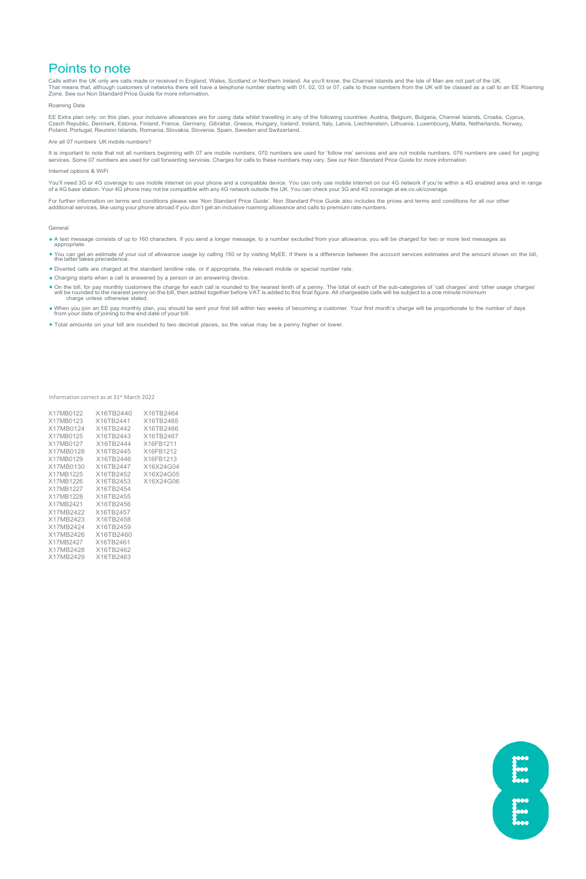# Points to note

Calls within the UK only are calls made or received in England, Wales, Scotland or Northern Ireland. As you'll know, the Channel Islands and the Isle of Man are not part of the UK. That means that, although customers of networks there will have a telephone number starting with 01, 02, 03 or 07, calls to those numbers from the UK will be classed as a call to an EE Roaming Zone. See our Non Standard Price Guide for more information.

Roaming Data

EE Extra plan only: on this plan, your inclusive allowances are for using data whilst travelling in any of the following countries: Austria, Belgium, Bulgaria, Channel Islands, Croatia, Cyprus, Czech Republic, Denmark, Estonia, Finland, France, Germany, Gibraltar, Greece, Hungary, Iceland, Ireland, Italy, Latvia, Liechtenstein, Lithuania, Luxembourg, Malta, Netherlands, Norway, Poland, Portugal, Reunion Islands, Romania, Slovakia, Slovenia, Spain, Sweden and Switzerland.

Are all 07 numbers UK mobile numbers?

It is important to note that not all numbers beginning with 07 are mobile numbers. 070 numbers are used for 'follow me' services and are not mobile numbers. 076 numbers are used for paging services. Some 07 numbers are used for call forwarding services. Charges for calls to these numbers may vary. See our Non Standard Price Guide for more information.

Internet options & WiFi

You'll need 3G or 4G coverage to use mobile internet on your phone and a compatible device. You can only use mobile internet on our 4G network if you're within a 4G enabled area and in range of a 4G base station. Your 4G phone may not be compatible with any 4G network outside the UK. You can check your 3G and 4G coverage at ee.co.uk/coverage.

For further information on terms and conditions please see 'Non Standard Price Guide'. Non Standard Price Guide also includes the prices and terms and conditions for all our other additional services, like using your phone abroad if you don't get an inclusive roaming allowance and calls to premium rate numbers.

General

- A text message consists of up to 160 characters. If you send a longer message, to a number excluded from your allowance, you will be charged for two or more text messages as appropriate.
- You can get an estimate of your out of allowance usage by calling 150 or by visiting MyEE. If there is a difference between the account services estimates and the amount shown on the bill, the latter takes precedence.
- Diverted calls are charged at the standard landline rate, or if appropriate, the relevant mobile or special number rate.
- Charging starts when a call is answered by a person or an answering device.
- On the bill, for pay monthly customers the charge for each call is rounded to the nearest tenth of a penny. The total of each of the sub-categories of 'call charges' and 'other usage charges' will be rounded to the nearest penny on the bill, then added together before VAT is added to this final figure. All chargeable calls will be subject to a one minute minimum charge unless otherwise stated.
- When you join an EE pay monthly plan, you should be sent your first bill within two weeks of becoming a customer. Your first month's charge will be proportionate to the number of days from your date of joining to the end date of your bill.
- Total amounts on your bill are rounded to two decimal places, so the value may be a penny higher or lower.

Information correct as at 31st March 2022

| | | |
|---|---|---|
| X17MB0122 | X16TB2440 | X16TB2464 |
| X17MB0123 | X16TB2441 | X16TB2465 |
| X17MB0124 | X16TB2442 | X16TB2466 |
| X17MB0125 | X16TB2443 | X16TB2467 |
| X17MB0127 | X16TB2444 | X16FB1211 |
| X17MB0128 | X16TB2445 | X16FB1212 |
| X17MB0129 | X16TB2446 | X16FB1213 |
| X17MB0130 | X16TB2447 | X16X24G04 |
| X17MB1225 | X16TB2452 | X16X24G05 |
| X17MB1226 | X16TB2453 | X16X24G06 |
| X17MB1227 | X16TB2454 | |
| X17MB1228 | X16TB2455 | |
| X17MB2421 | X16TB2456 | |
| X17MB2422 | X16TB2457 | |
| X17MB2423 | X16TB2458 | |
| X17MB2424 | X16TB2459 | |
| X17MB2426 | X16TB2460 | |
| X17MB2427 | X16TB2461 | |
| X17MB2428 | X16TB2462 | |
| X17MB2429 | X16TB2463 | |